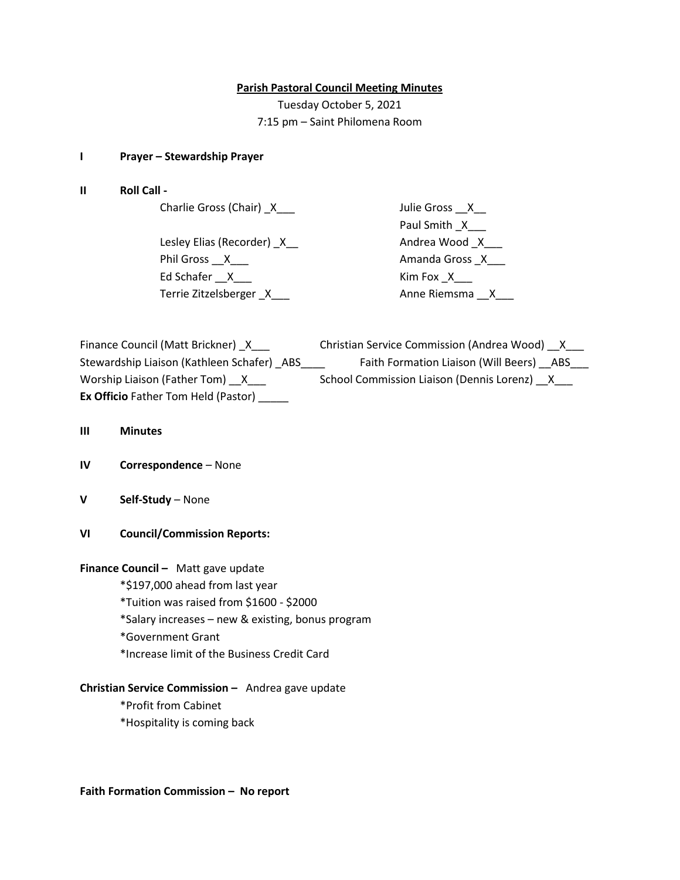**Parish Pastoral Council Meeting Minutes**

Tuesday October 5, 2021

7:15 pm – Saint Philomena Room

**I Prayer – Stewardship Prayer**

**II Roll Call -**

Charlie Gross (Chair) _X___

Julie Gross __X__

Paul Smith _X___

Lesley Elias (Recorder) _X__

Andrea Wood _X___

Phil Gross __X___

Amanda Gross _X___

Ed Schafer __X___

Kim Fox _X___

Terrie Zitzelsberger _X___

Anne Riemsma __X___

Finance Council (Matt Brickner) _X___

Christian Service Commission (Andrea Wood) __X___

Stewardship Liaison (Kathleen Schafer) _ABS____

Faith Formation Liaison (Will Beers) __ABS___

Worship Liaison (Father Tom) __X___

School Commission Liaison (Dennis Lorenz) __X___

**Ex Officio** Father Tom Held (Pastor) _____

**III Minutes**

**IV Correspondence** – None

**V Self-Study** – None

**VI Council/Commission Reports:**

**Finance Council –** Matt gave update

*$197,000 ahead from last year

*Tuition was raised from $1600 - $2000

*Salary increases – new & existing, bonus program

*Government Grant

*Increase limit of the Business Credit Card

**Christian Service Commission –** Andrea gave update

*Profit from Cabinet

*Hospitality is coming back

**Faith Formation Commission – No report**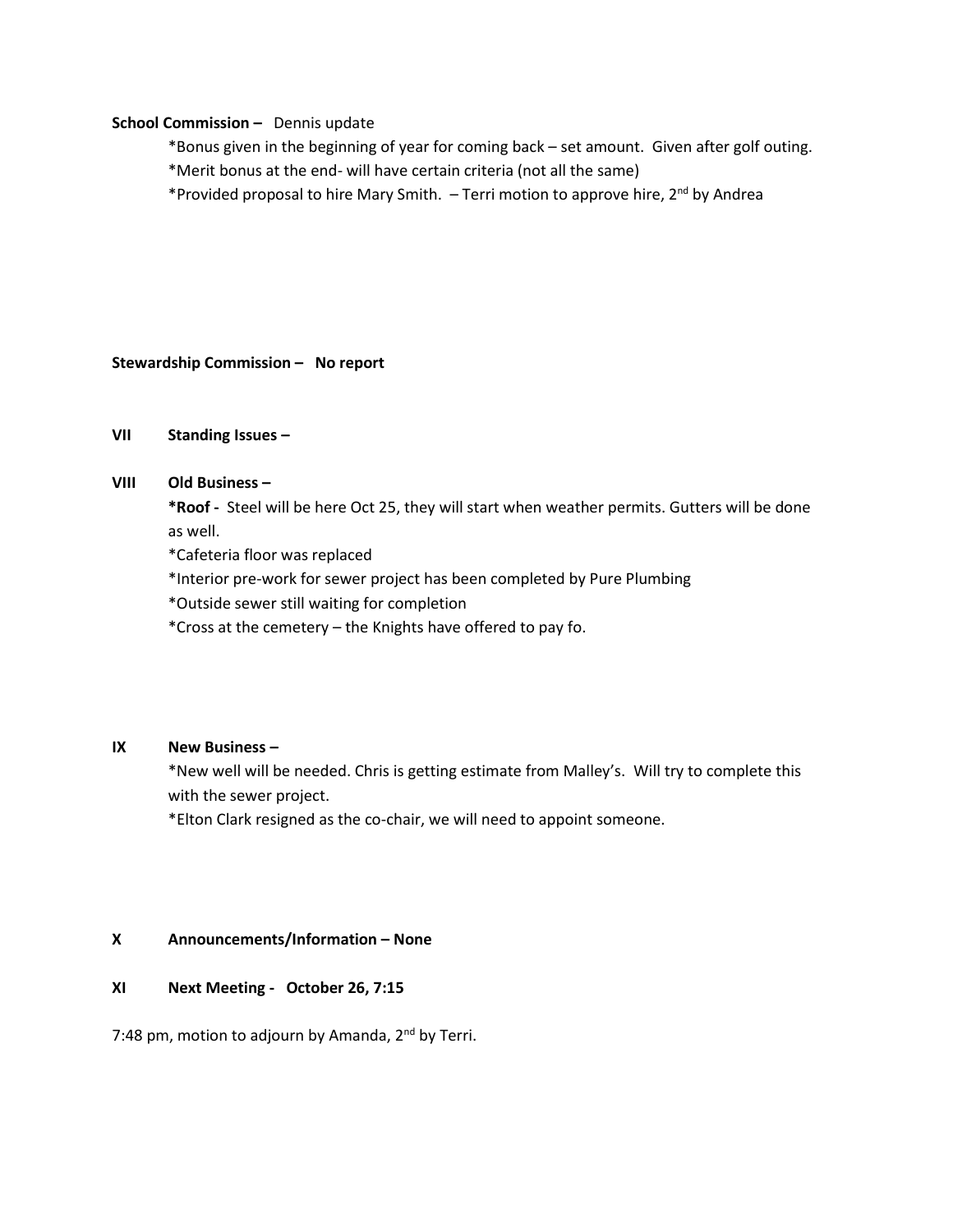**School Commission –** Dennis update

*Bonus given in the beginning of year for coming back – set amount. Given after golf outing.
*Merit bonus at the end- will have certain criteria (not all the same)
*Provided proposal to hire Mary Smith. – Terri motion to approve hire, 2nd by Andrea

**Stewardship Commission – No report**

**VII Standing Issues –**

**VIII Old Business –**

**\*Roof -** Steel will be here Oct 25, they will start when weather permits. Gutters will be done as well.
*Cafeteria floor was replaced
*Interior pre-work for sewer project has been completed by Pure Plumbing
*Outside sewer still waiting for completion
*Cross at the cemetery – the Knights have offered to pay fo.

**IX New Business –**

*New well will be needed. Chris is getting estimate from Malley's. Will try to complete this with the sewer project.
*Elton Clark resigned as the co-chair, we will need to appoint someone.

**X Announcements/Information – None**

**XI Next Meeting - October 26, 7:15**

7:48 pm, motion to adjourn by Amanda, 2nd by Terri.